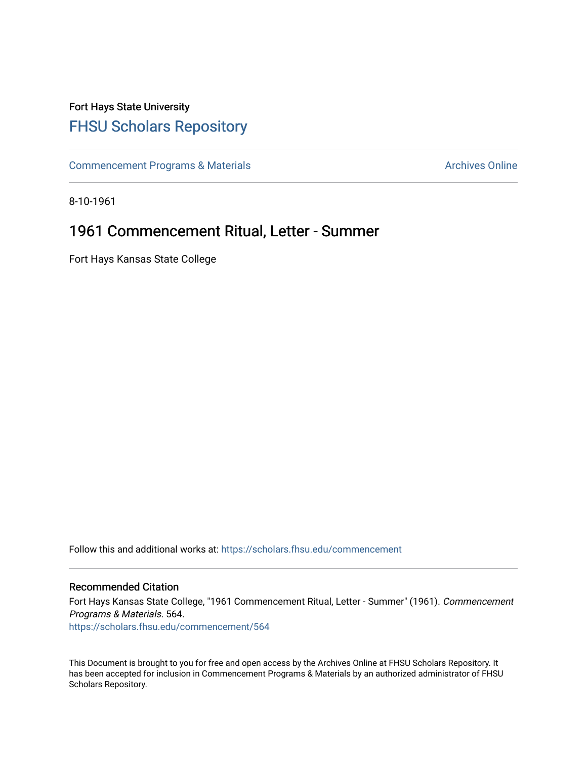Fort Hays State University

# FHSU Scholars Repository

Commencement Programs & Materials

Archives Online

8-10-1961

## 1961 Commencement Ritual, Letter - Summer

Fort Hays Kansas State College

Follow this and additional works at: https://scholars.fhsu.edu/commencement

### Recommended Citation

Fort Hays Kansas State College, "1961 Commencement Ritual, Letter - Summer" (1961). *Commencement Programs & Materials*. 564.
https://scholars.fhsu.edu/commencement/564

This Document is brought to you for free and open access by the Archives Online at FHSU Scholars Repository. It has been accepted for inclusion in Commencement Programs & Materials by an authorized administrator of FHSU Scholars Repository.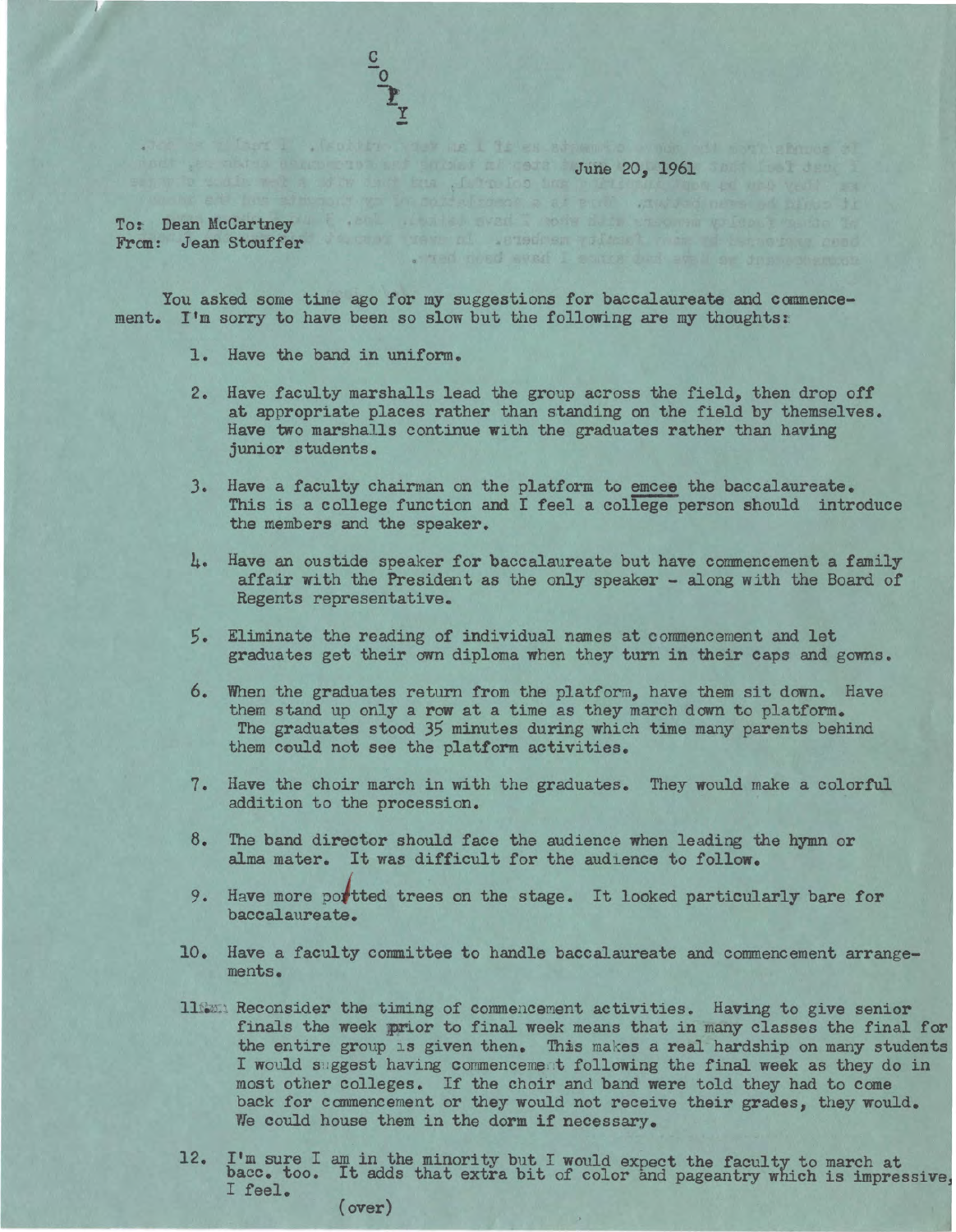C
O
P
Y

June 20, 1961

To: Dean McCartney
From: Jean Stouffer

You asked some time ago for my suggestions for baccalaureate and commencement. I'm sorry to have been so slow but the following are my thoughts:

1. Have the band in uniform.

2. Have faculty marshalls lead the group across the field, then drop off at appropriate places rather than standing on the field by themselves. Have two marshalls continue with the graduates rather than having junior students.

3. Have a faculty chairman on the platform to <u>emcee</u> the baccalaureate. This is a college function and I feel a <u>college</u> person should introduce the members and the speaker.

4. Have an oustide speaker for baccalaureate but have commencement a family affair with the President as the only speaker - along with the Board of Regents representative.

5. Eliminate the reading of individual names at commencement and let graduates get their own diploma when they turn in their caps and gowns.

6. When the graduates return from the platform, have them sit down. Have them stand up only a row at a time as they march down to platform. The graduates stood 35 minutes during which time many parents behind them could not see the platform activities.

7. Have the choir march in with the graduates. They would make a colorful addition to the procession.

8. The band director should face the audience when leading the hymn or alma mater. It was difficult for the audience to follow.

9. Have more potted trees on the stage. It looked particularly bare for baccalaureate.

10. Have a faculty committee to handle baccalaureate and commencement arrangements.

11. Reconsider the timing of commencement activities. Having to give senior finals the week prior to final week means that in many classes the final for the entire group is given then. This makes a real hardship on many students. I would suggest having commencement following the final week as they do in most other colleges. If the choir and band were told they had to come back for commencement or they would not receive their grades, they would. We could house them in the dorm if necessary.

12. I'm sure I am in the minority but I would expect the faculty to march at bacc. too. It adds that extra bit of color and pageantry which is impressive, I feel.

(over)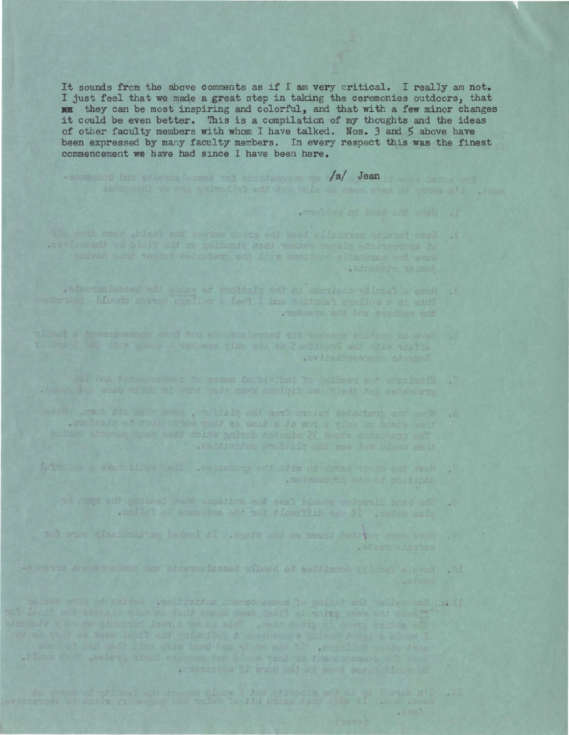It sounds from the above comments as if I am very critical. I really am not. I just feel that we made a great step in taking the ceremonies outdoors, that xx they can be most inspiring and colorful, and that with a few minor changes it could be even better. This is a compilation of my thoughts and the ideas of other faculty members with whom I have talked. Nos. 3 and 5 above have been expressed by many faculty members. In every respect this was the finest commencement we have had since I have been here.

/s/ Jean